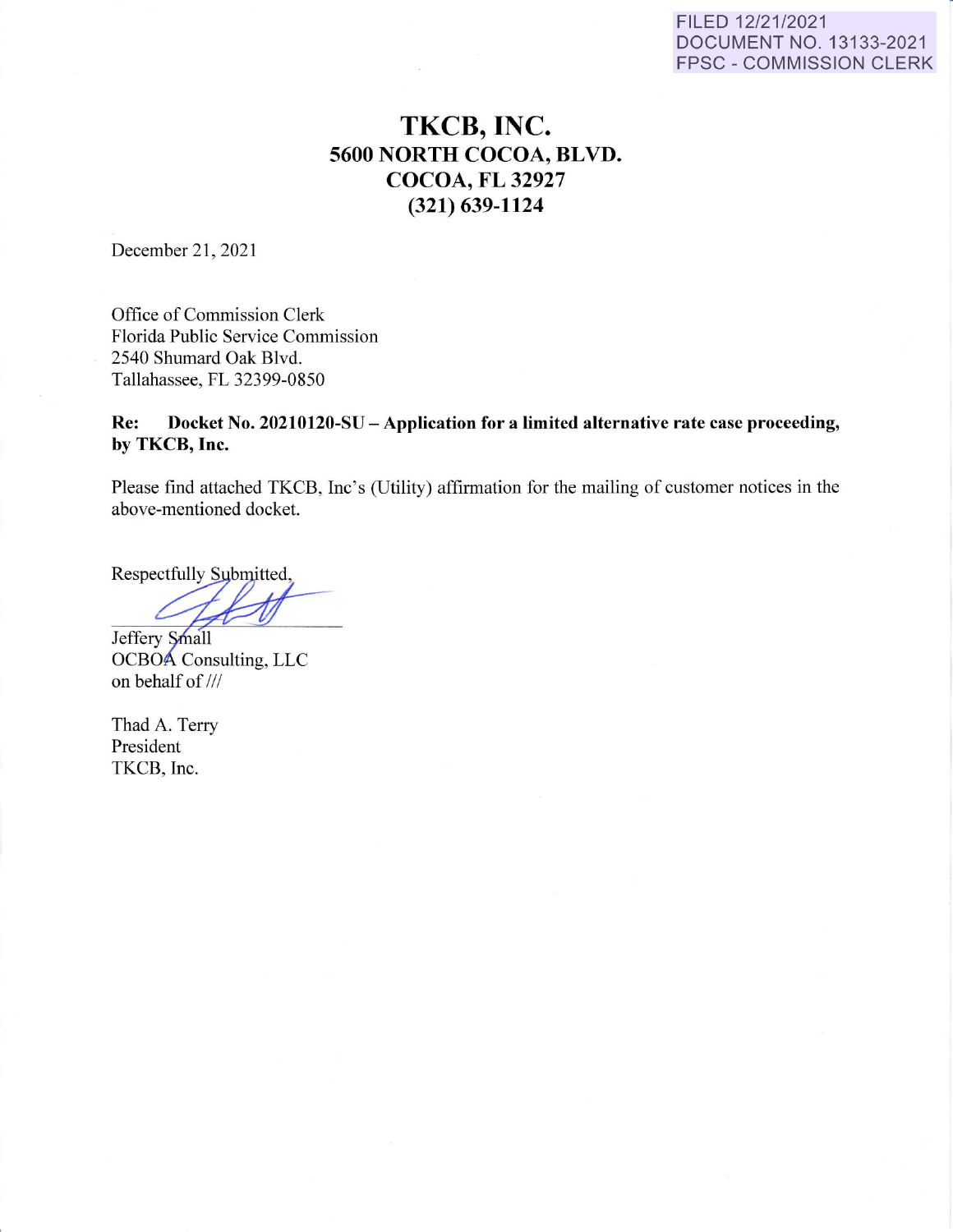FILED 12/21/2021
DOCUMENT NO. 13133-2021
FPSC - COMMISSION CLERK

# TKCB, INC.
## 5600 NORTH COCOA, BLVD.
## COCOA, FL 32927
## (321) 639-1124

December 21, 2021

Office of Commission Clerk
Florida Public Service Commission
2540 Shumard Oak Blvd.
Tallahassee, FL 32399-0850

**Re: Docket No. 20210120-SU – Application for a limited alternative rate case proceeding, by TKCB, Inc.**

Please find attached TKCB, Inc's (Utility) affirmation for the mailing of customer notices in the above-mentioned docket.

Respectfully Submitted,

Jeffery Small
OCBOA Consulting, LLC
on behalf of ///

Thad A. Terry
President
TKCB, Inc.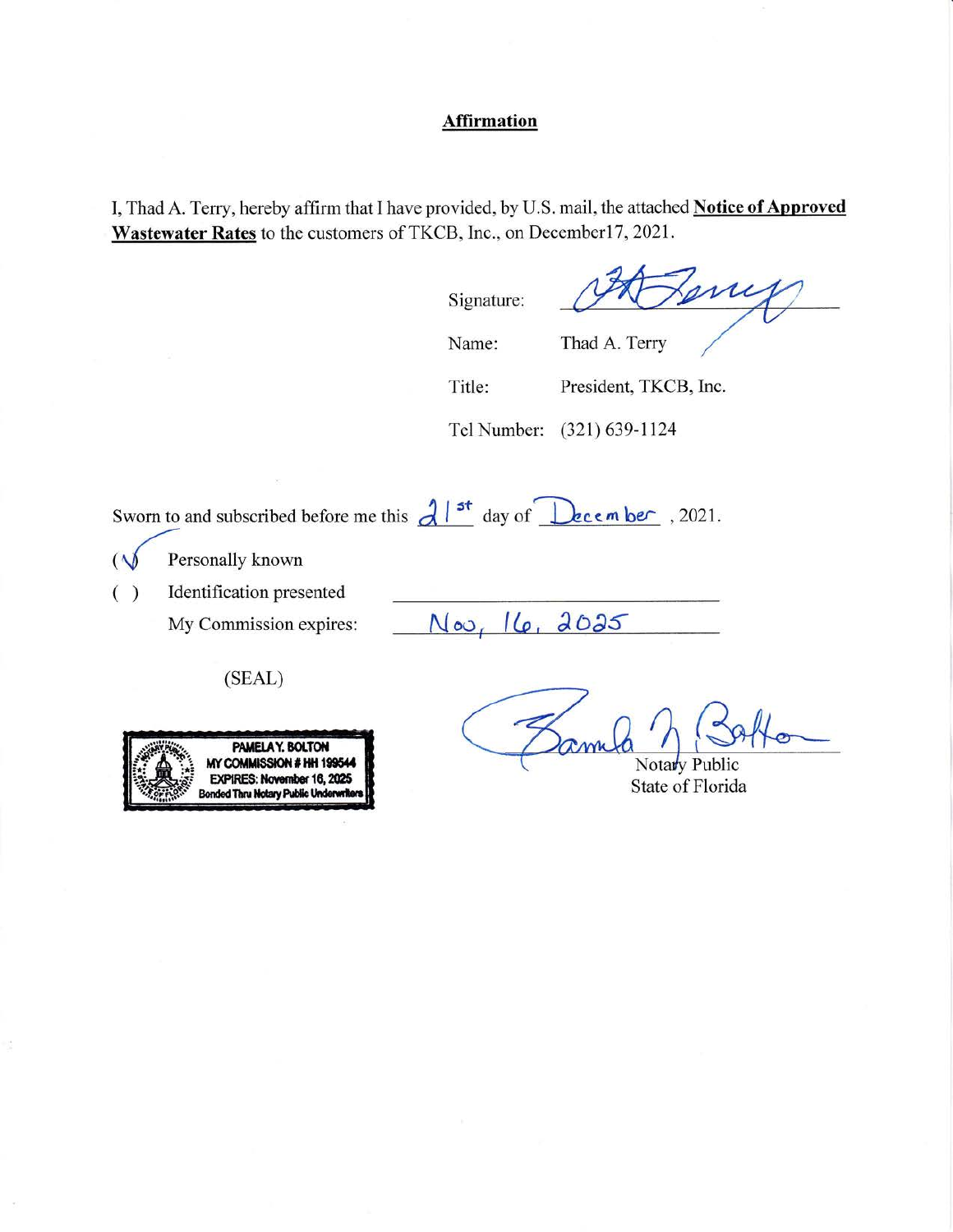**Affirmation**

I, Thad A. Terry, hereby affirm that I have provided, by U.S. mail, the attached **Notice of Approved Wastewater Rates** to the customers of TKCB, Inc., on December17, 2021.

Signature: 

Name: Thad A. Terry

Title: President, TKCB, Inc.

Tel Number: (321) 639-1124

Sworn to and subscribed before me this 21st day of December, 2021.

(✓) Personally known

( ) Identification presented

My Commission expires: Nov, 16, 2025

(SEAL)

PAMELA Y. BOLTON
MY COMMISSION # HH 199544
EXPIRES: November 16, 2025
Bonded Thru Notary Public Underwriters

Notary Public
State of Florida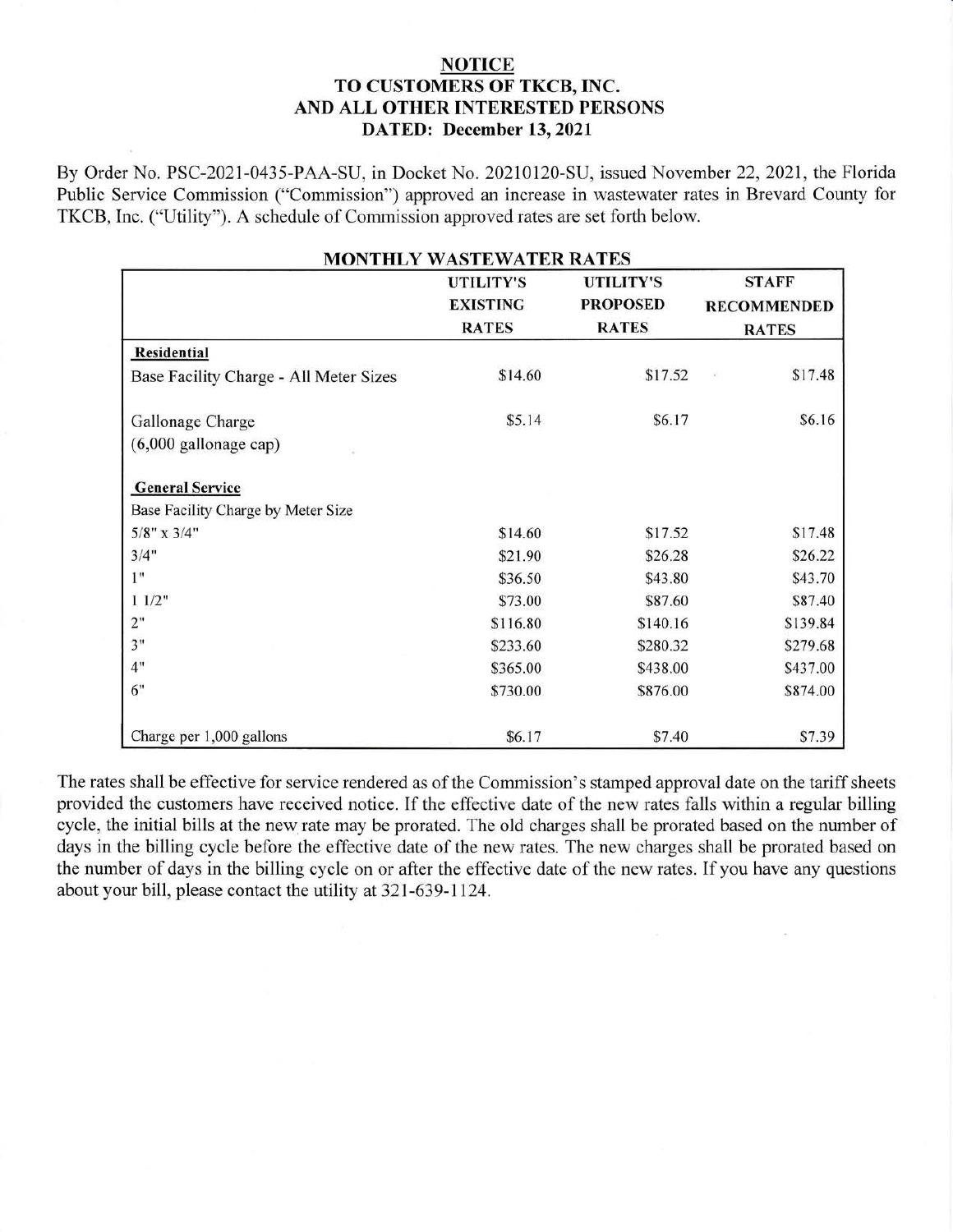**NOTICE**
**TO CUSTOMERS OF TKCB, INC.**
**AND ALL OTHER INTERESTED PERSONS**
**DATED: December 13, 2021**

By Order No. PSC-2021-0435-PAA-SU, in Docket No. 20210120-SU, issued November 22, 2021, the Florida Public Service Commission ("Commission") approved an increase in wastewater rates in Brevard County for TKCB, Inc. ("Utility"). A schedule of Commission approved rates are set forth below.

**MONTHLY WASTEWATER RATES**

| | UTILITY'S EXISTING RATES | UTILITY'S PROPOSED RATES | STAFF RECOMMENDED RATES |
|---|---|---|---|
| **Residential** | | | |
| Base Facility Charge - All Meter Sizes | $14.60 | $17.52 | $17.48 |
| Gallonage Charge (6,000 gallonage cap) | $5.14 | $6.17 | $6.16 |
| **General Service** | | | |
| Base Facility Charge by Meter Size | | | |
| 5/8" x 3/4" | $14.60 | $17.52 | $17.48 |
| 3/4" | $21.90 | $26.28 | $26.22 |
| 1" | $36.50 | $43.80 | $43.70 |
| 1 1/2" | $73.00 | $87.60 | $87.40 |
| 2" | $116.80 | $140.16 | $139.84 |
| 3" | $233.60 | $280.32 | $279.68 |
| 4" | $365.00 | $438.00 | $437.00 |
| 6" | $730.00 | $876.00 | $874.00 |
| Charge per 1,000 gallons | $6.17 | $7.40 | $7.39 |

The rates shall be effective for service rendered as of the Commission's stamped approval date on the tariff sheets provided the customers have received notice. If the effective date of the new rates falls within a regular billing cycle, the initial bills at the new rate may be prorated. The old charges shall be prorated based on the number of days in the billing cycle before the effective date of the new rates. The new charges shall be prorated based on the number of days in the billing cycle on or after the effective date of the new rates. If you have any questions about your bill, please contact the utility at 321-639-1124.